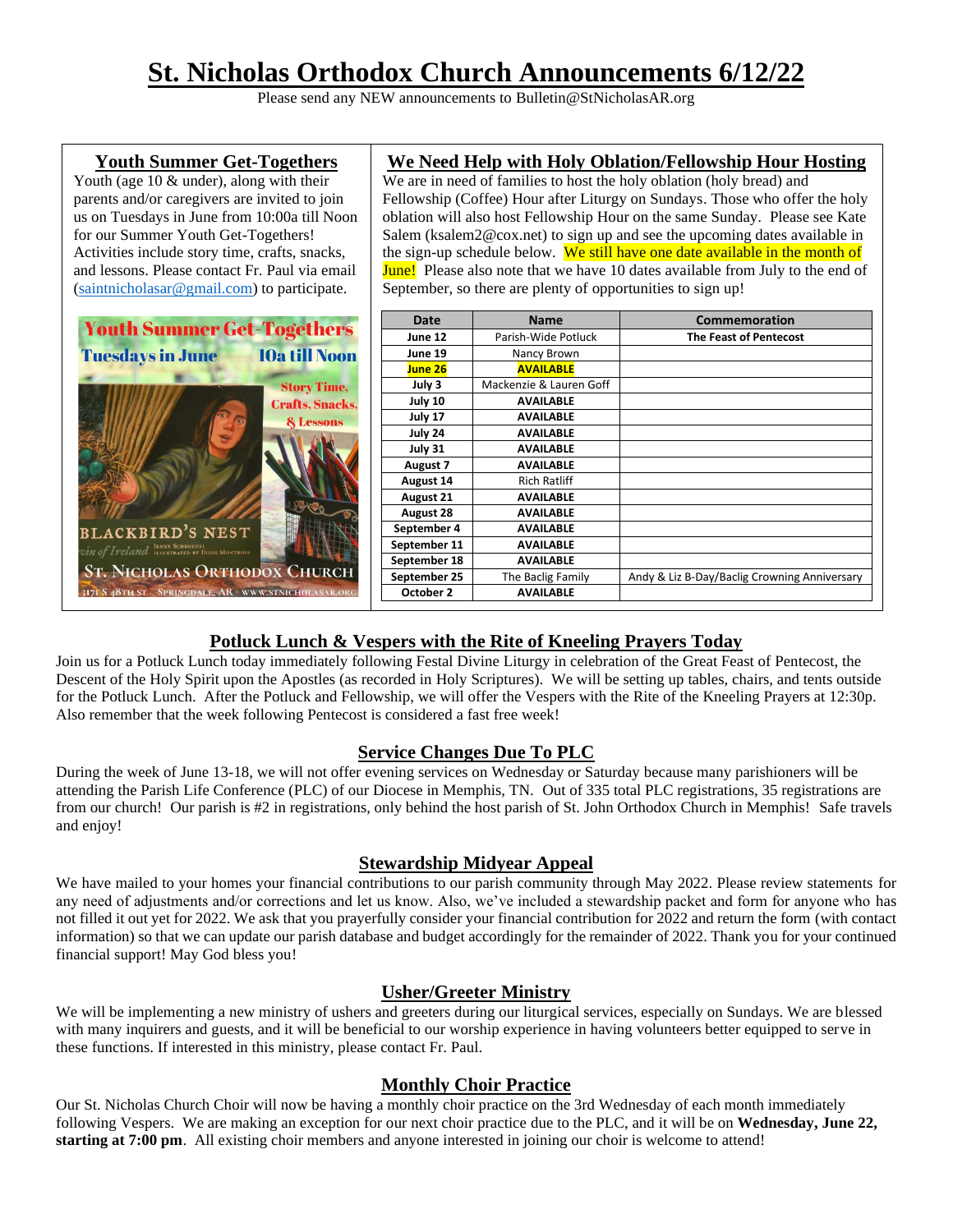# St. Nicholas Orthodox Church Announcements 6/12/22

Please send any NEW announcements to Bulletin@StNicholasAR.org

## Youth Summer Get-Togethers

Youth (age 10 & under), along with their parents and/or caregivers are invited to join us on Tuesdays in June from 10:00a till Noon for our Summer Youth Get-Togethers! Activities include story time, crafts, snacks, and lessons. Please contact Fr. Paul via email (saintnicholasar@gmail.com) to participate.

## We Need Help with Holy Oblation/Fellowship Hour Hosting

We are in need of families to host the holy oblation (holy bread) and Fellowship (Coffee) Hour after Liturgy on Sundays. Those who offer the holy oblation will also host Fellowship Hour on the same Sunday. Please see Kate Salem (ksalem2@cox.net) to sign up and see the upcoming dates available in the sign-up schedule below. We still have one date available in the month of June! Please also note that we have 10 dates available from July to the end of September, so there are plenty of opportunities to sign up!

| Date | Name | Commemoration |
|---|---|---|
| June 12 | Parish-Wide Potluck | The Feast of Pentecost |
| June 19 | Nancy Brown | |
| June 26 | AVAILABLE | |
| July 3 | Mackenzie & Lauren Goff | |
| July 10 | AVAILABLE | |
| July 17 | AVAILABLE | |
| July 24 | AVAILABLE | |
| July 31 | AVAILABLE | |
| August 7 | AVAILABLE | |
| August 14 | Rich Ratliff | |
| August 21 | AVAILABLE | |
| August 28 | AVAILABLE | |
| September 4 | AVAILABLE | |
| September 11 | AVAILABLE | |
| September 18 | AVAILABLE | |
| September 25 | The Baclig Family | Andy & Liz B-Day/Baclig Crowning Anniversary |
| October 2 | AVAILABLE | |

## Potluck Lunch & Vespers with the Rite of Kneeling Prayers Today

Join us for a Potluck Lunch today immediately following Festal Divine Liturgy in celebration of the Great Feast of Pentecost, the Descent of the Holy Spirit upon the Apostles (as recorded in Holy Scriptures). We will be setting up tables, chairs, and tents outside for the Potluck Lunch. After the Potluck and Fellowship, we will offer the Vespers with the Rite of the Kneeling Prayers at 12:30p. Also remember that the week following Pentecost is considered a fast free week!

## Service Changes Due To PLC

During the week of June 13-18, we will not offer evening services on Wednesday or Saturday because many parishioners will be attending the Parish Life Conference (PLC) of our Diocese in Memphis, TN. Out of 335 total PLC registrations, 35 registrations are from our church! Our parish is #2 in registrations, only behind the host parish of St. John Orthodox Church in Memphis! Safe travels and enjoy!

## Stewardship Midyear Appeal

We have mailed to your homes your financial contributions to our parish community through May 2022. Please review statements for any need of adjustments and/or corrections and let us know. Also, we've included a stewardship packet and form for anyone who has not filled it out yet for 2022. We ask that you prayerfully consider your financial contribution for 2022 and return the form (with contact information) so that we can update our parish database and budget accordingly for the remainder of 2022. Thank you for your continued financial support! May God bless you!

## Usher/Greeter Ministry

We will be implementing a new ministry of ushers and greeters during our liturgical services, especially on Sundays. We are blessed with many inquirers and guests, and it will be beneficial to our worship experience in having volunteers better equipped to serve in these functions. If interested in this ministry, please contact Fr. Paul.

## Monthly Choir Practice

Our St. Nicholas Church Choir will now be having a monthly choir practice on the 3rd Wednesday of each month immediately following Vespers. We are making an exception for our next choir practice due to the PLC, and it will be on **Wednesday, June 22, starting at 7:00 pm**. All existing choir members and anyone interested in joining our choir is welcome to attend!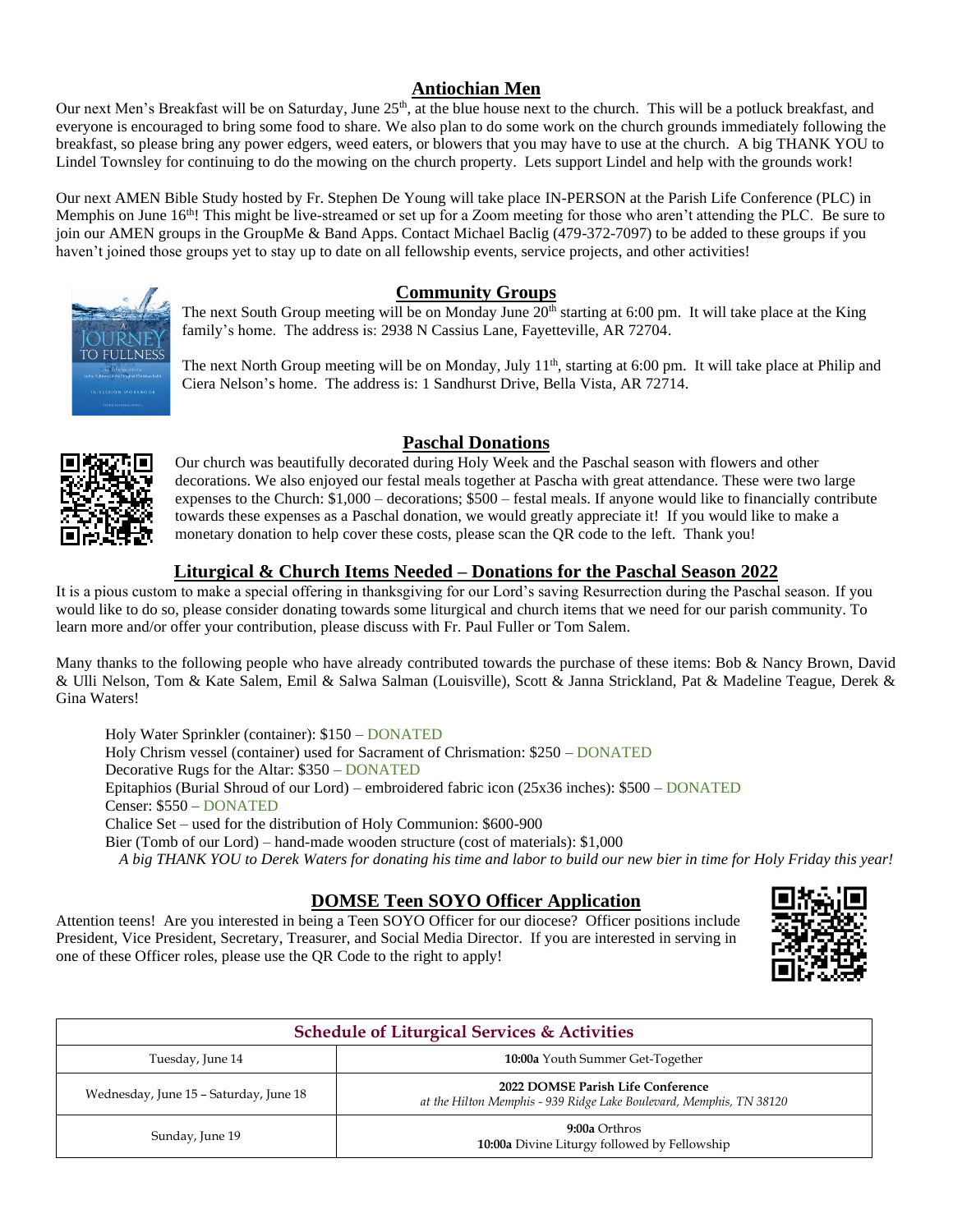## Antiochian Men

Our next Men's Breakfast will be on Saturday, June 25th, at the blue house next to the church. This will be a potluck breakfast, and everyone is encouraged to bring some food to share. We also plan to do some work on the church grounds immediately following the breakfast, so please bring any power edgers, weed eaters, or blowers that you may have to use at the church. A big THANK YOU to Lindel Townsley for continuing to do the mowing on the church property. Lets support Lindel and help with the grounds work!

Our next AMEN Bible Study hosted by Fr. Stephen De Young will take place IN-PERSON at the Parish Life Conference (PLC) in Memphis on June 16th! This might be live-streamed or set up for a Zoom meeting for those who aren't attending the PLC. Be sure to join our AMEN groups in the GroupMe & Band Apps. Contact Michael Baclig (479-372-7097) to be added to these groups if you haven't joined those groups yet to stay up to date on all fellowship events, service projects, and other activities!

## Community Groups

The next South Group meeting will be on Monday June 20th starting at 6:00 pm. It will take place at the King family's home. The address is: 2938 N Cassius Lane, Fayetteville, AR 72704.

The next North Group meeting will be on Monday, July 11th, starting at 6:00 pm. It will take place at Philip and Ciera Nelson's home. The address is: 1 Sandhurst Drive, Bella Vista, AR 72714.

## Paschal Donations

Our church was beautifully decorated during Holy Week and the Paschal season with flowers and other decorations. We also enjoyed our festal meals together at Pascha with great attendance. These were two large expenses to the Church: $1,000 – decorations; $500 – festal meals. If anyone would like to financially contribute towards these expenses as a Paschal donation, we would greatly appreciate it! If you would like to make a monetary donation to help cover these costs, please scan the QR code to the left. Thank you!

## Liturgical & Church Items Needed – Donations for the Paschal Season 2022

It is a pious custom to make a special offering in thanksgiving for our Lord's saving Resurrection during the Paschal season. If you would like to do so, please consider donating towards some liturgical and church items that we need for our parish community. To learn more and/or offer your contribution, please discuss with Fr. Paul Fuller or Tom Salem.

Many thanks to the following people who have already contributed towards the purchase of these items: Bob & Nancy Brown, David & Ulli Nelson, Tom & Kate Salem, Emil & Salwa Salman (Louisville), Scott & Janna Strickland, Pat & Madeline Teague, Derek & Gina Waters!

Holy Water Sprinkler (container): $150 – DONATED
Holy Chrism vessel (container) used for Sacrament of Chrismation: $250 – DONATED
Decorative Rugs for the Altar: $350 – DONATED
Epitaphios (Burial Shroud of our Lord) – embroidered fabric icon (25x36 inches): $500 – DONATED
Censer: $550 – DONATED
Chalice Set – used for the distribution of Holy Communion: $600-900
Bier (Tomb of our Lord) – hand-made wooden structure (cost of materials): $1,000

*A big THANK YOU to Derek Waters for donating his time and labor to build our new bier in time for Holy Friday this year!*

## DOMSE Teen SOYO Officer Application

Attention teens! Are you interested in being a Teen SOYO Officer for our diocese? Officer positions include President, Vice President, Secretary, Treasurer, and Social Media Director. If you are interested in serving in one of these Officer roles, please use the QR Code to the right to apply!

| Schedule of Liturgical Services & Activities | |
|---|---|
| Tuesday, June 14 | **10:00a** Youth Summer Get-Together |
| Wednesday, June 15 – Saturday, June 18 | **2022 DOMSE Parish Life Conference** *at the Hilton Memphis - 939 Ridge Lake Boulevard, Memphis, TN 38120* |
| Sunday, June 19 | **9:00a** Orthros **10:00a** Divine Liturgy followed by Fellowship |